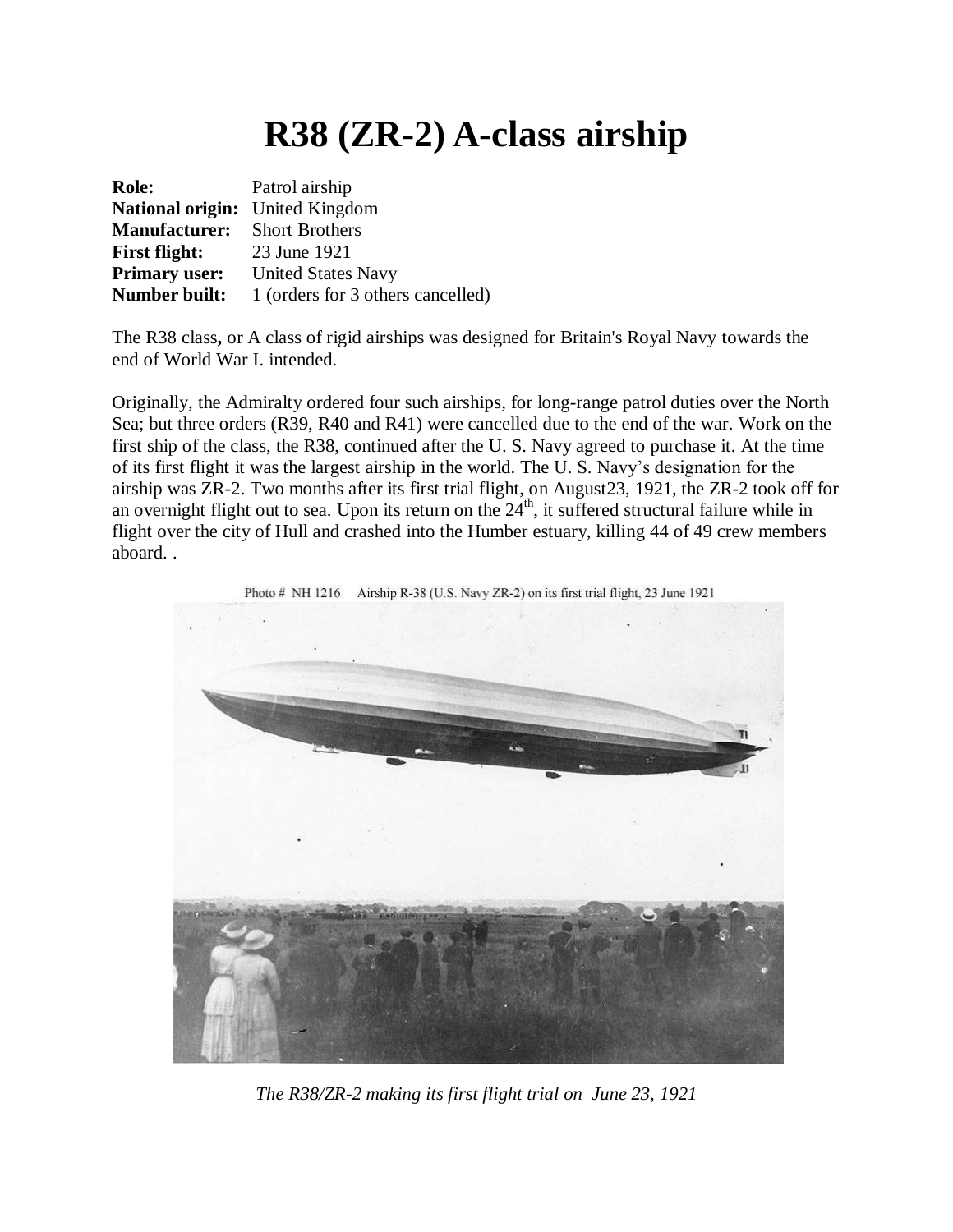# R38 (ZR-2) A-class airship

| | |
|---|---|
| **Role:** | Patrol airship |
| **National origin:** | United Kingdom |
| **Manufacturer:** | Short Brothers |
| **First flight:** | 23 June 1921 |
| **Primary user:** | United States Navy |
| **Number built:** | 1 (orders for 3 others cancelled) |

The R38 class**,** or A class of rigid airships was designed for Britain's Royal Navy towards the end of World War I. intended.

Originally, the Admiralty ordered four such airships, for long-range patrol duties over the North Sea; but three orders (R39, R40 and R41) were cancelled due to the end of the war. Work on the first ship of the class, the R38, continued after the U. S. Navy agreed to purchase it. At the time of its first flight it was the largest airship in the world. The U. S. Navy's designation for the airship was ZR-2. Two months after its first trial flight, on August23, 1921, the ZR-2 took off for an overnight flight out to sea. Upon its return on the 24th, it suffered structural failure while in flight over the city of Hull and crashed into the Humber estuary, killing 44 of 49 crew members aboard. .

Photo # NH 1216 Airship R-38 (U.S. Navy ZR-2) on its first trial flight, 23 June 1921

*The R38/ZR-2 making its first flight trial on June 23, 1921*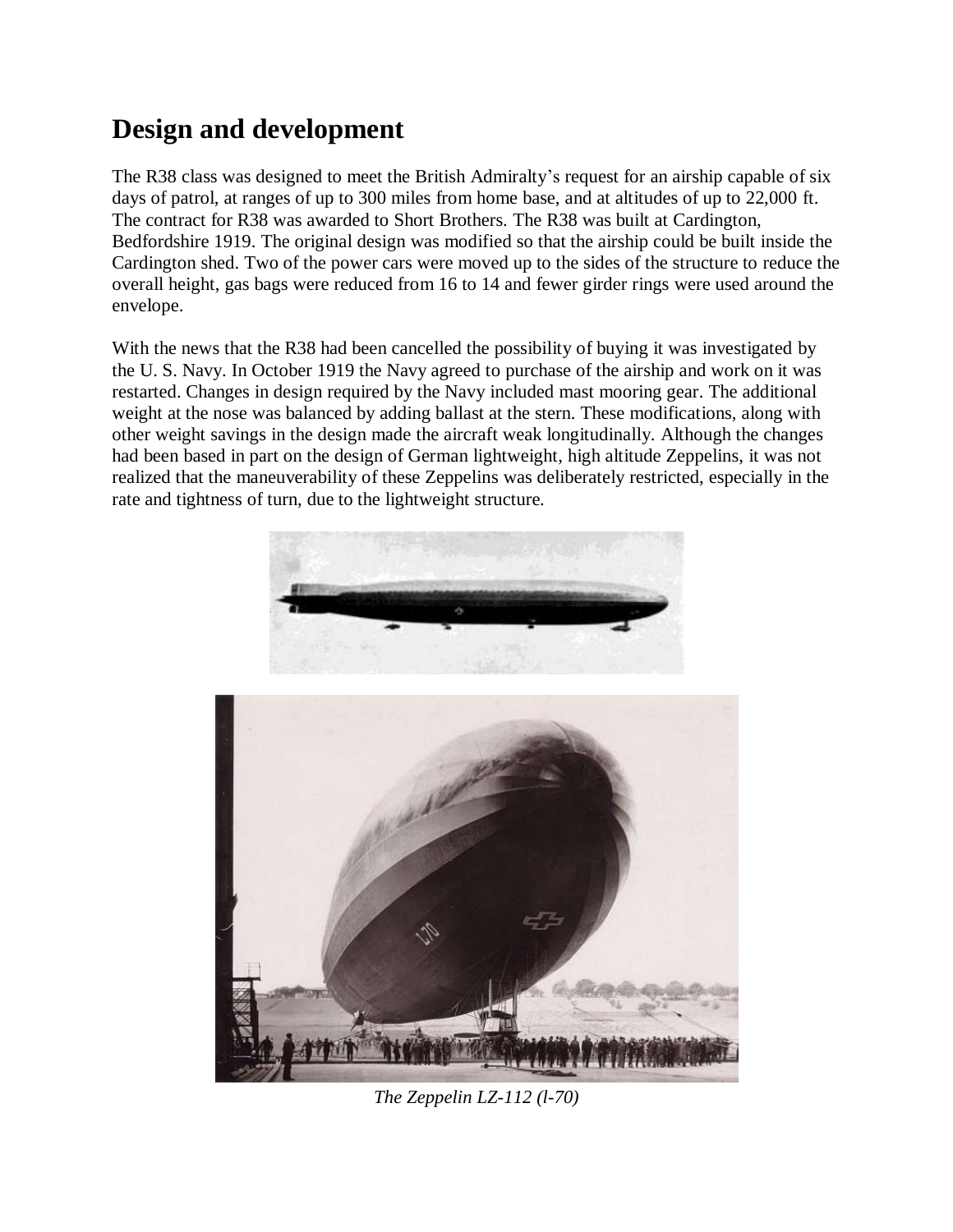## Design and development

The R38 class was designed to meet the British Admiralty's request for an airship capable of six days of patrol, at ranges of up to 300 miles from home base, and at altitudes of up to 22,000 ft. The contract for R38 was awarded to Short Brothers. The R38 was built at Cardington, Bedfordshire 1919. The original design was modified so that the airship could be built inside the Cardington shed. Two of the power cars were moved up to the sides of the structure to reduce the overall height, gas bags were reduced from 16 to 14 and fewer girder rings were used around the envelope.

With the news that the R38 had been cancelled the possibility of buying it was investigated by the U. S. Navy. In October 1919 the Navy agreed to purchase of the airship and work on it was restarted. Changes in design required by the Navy included mast mooring gear. The additional weight at the nose was balanced by adding ballast at the stern. These modifications, along with other weight savings in the design made the aircraft weak longitudinally. Although the changes had been based in part on the design of German lightweight, high altitude Zeppelins, it was not realized that the maneuverability of these Zeppelins was deliberately restricted, especially in the rate and tightness of turn, due to the lightweight structure.

*The Zeppelin LZ-112 (l-70)*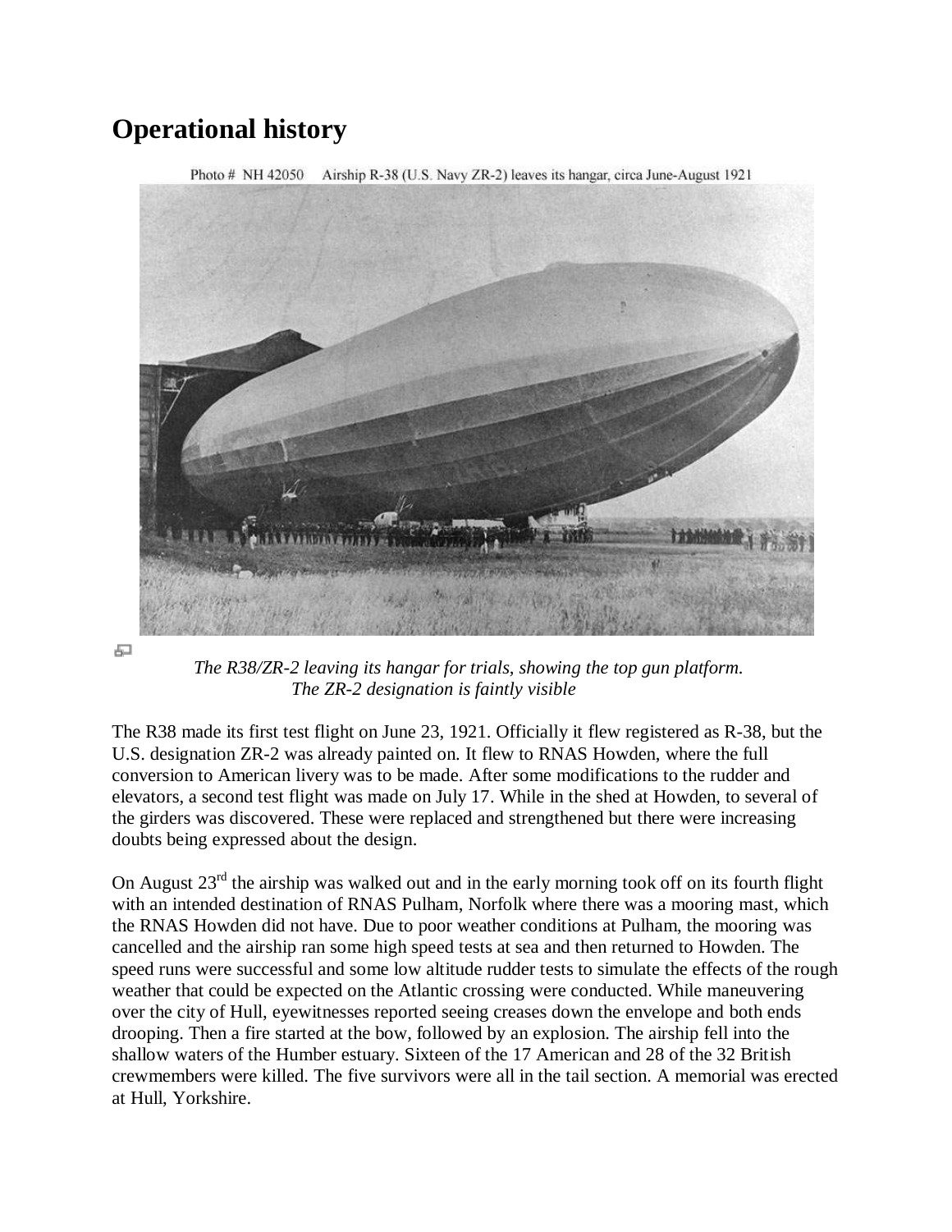# Operational history

Photo # NH 42050 Airship R-38 (U.S. Navy ZR-2) leaves its hangar, circa June-August 1921

*The R38/ZR-2 leaving its hangar for trials, showing the top gun platform. The ZR-2 designation is faintly visible*

The R38 made its first test flight on June 23, 1921. Officially it flew registered as R-38, but the U.S. designation ZR-2 was already painted on. It flew to RNAS Howden, where the full conversion to American livery was to be made. After some modifications to the rudder and elevators, a second test flight was made on July 17. While in the shed at Howden, to several of the girders was discovered. These were replaced and strengthened but there were increasing doubts being expressed about the design.

On August 23rd the airship was walked out and in the early morning took off on its fourth flight with an intended destination of RNAS Pulham, Norfolk where there was a mooring mast, which the RNAS Howden did not have. Due to poor weather conditions at Pulham, the mooring was cancelled and the airship ran some high speed tests at sea and then returned to Howden. The speed runs were successful and some low altitude rudder tests to simulate the effects of the rough weather that could be expected on the Atlantic crossing were conducted. While maneuvering over the city of Hull, eyewitnesses reported seeing creases down the envelope and both ends drooping. Then a fire started at the bow, followed by an explosion. The airship fell into the shallow waters of the Humber estuary. Sixteen of the 17 American and 28 of the 32 British crewmembers were killed. The five survivors were all in the tail section. A memorial was erected at Hull, Yorkshire.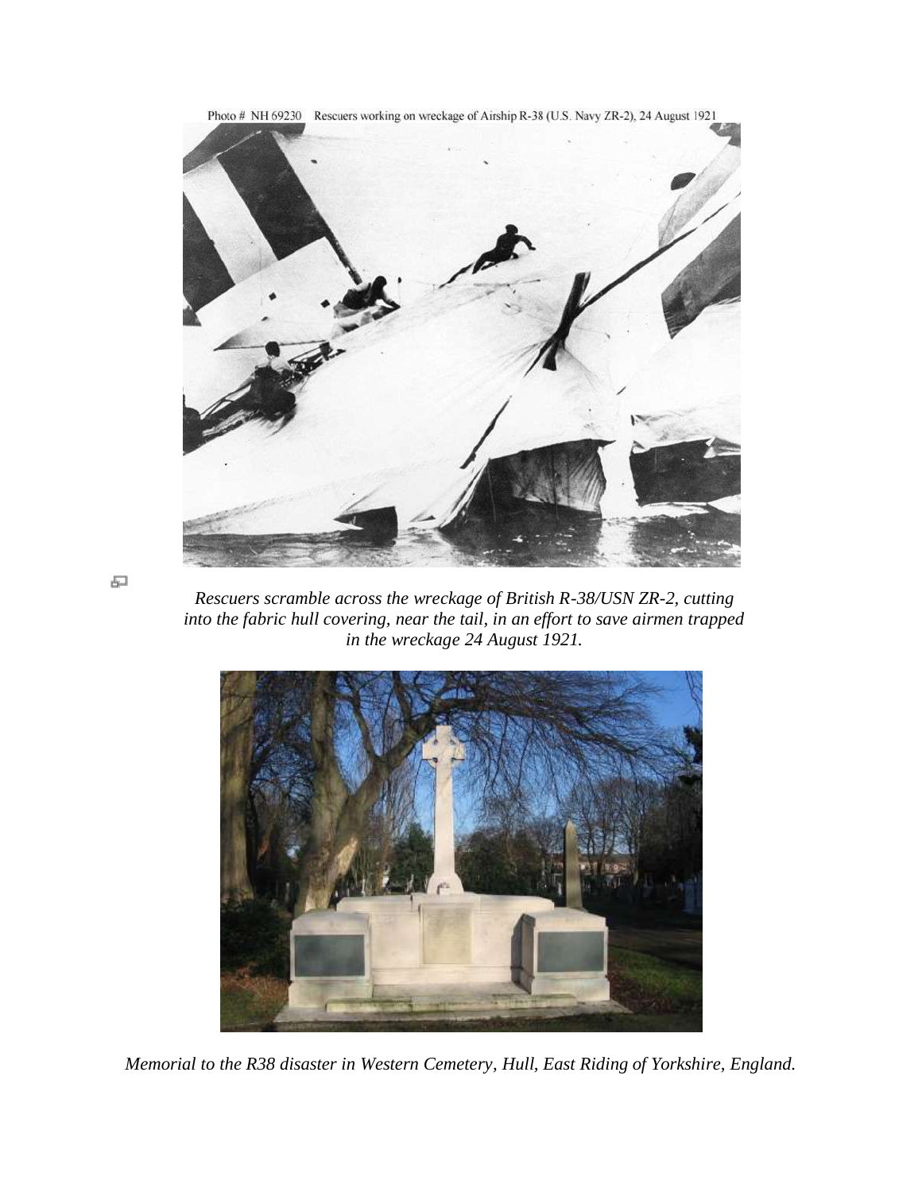Photo # NH 69230 Rescuers working on wreckage of Airship R-38 (U.S. Navy ZR-2), 24 August 1921

*Rescuers scramble across the wreckage of British R-38/USN ZR-2, cutting into the fabric hull covering, near the tail, in an effort to save airmen trapped in the wreckage 24 August 1921.*

*Memorial to the R38 disaster in Western Cemetery, Hull, East Riding of Yorkshire, England.*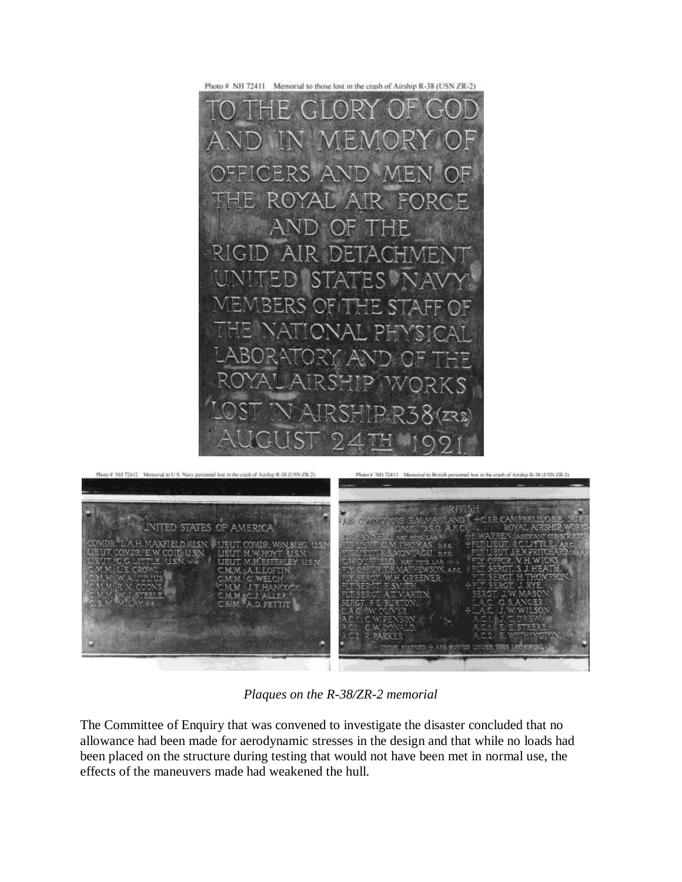*Plaques on the R-38/ZR-2 memorial*

The Committee of Enquiry that was convened to investigate the disaster concluded that no allowance had been made for aerodynamic stresses in the design and that while no loads had been placed on the structure during testing that would not have been met in normal use, the effects of the maneuvers made had weakened the hull.